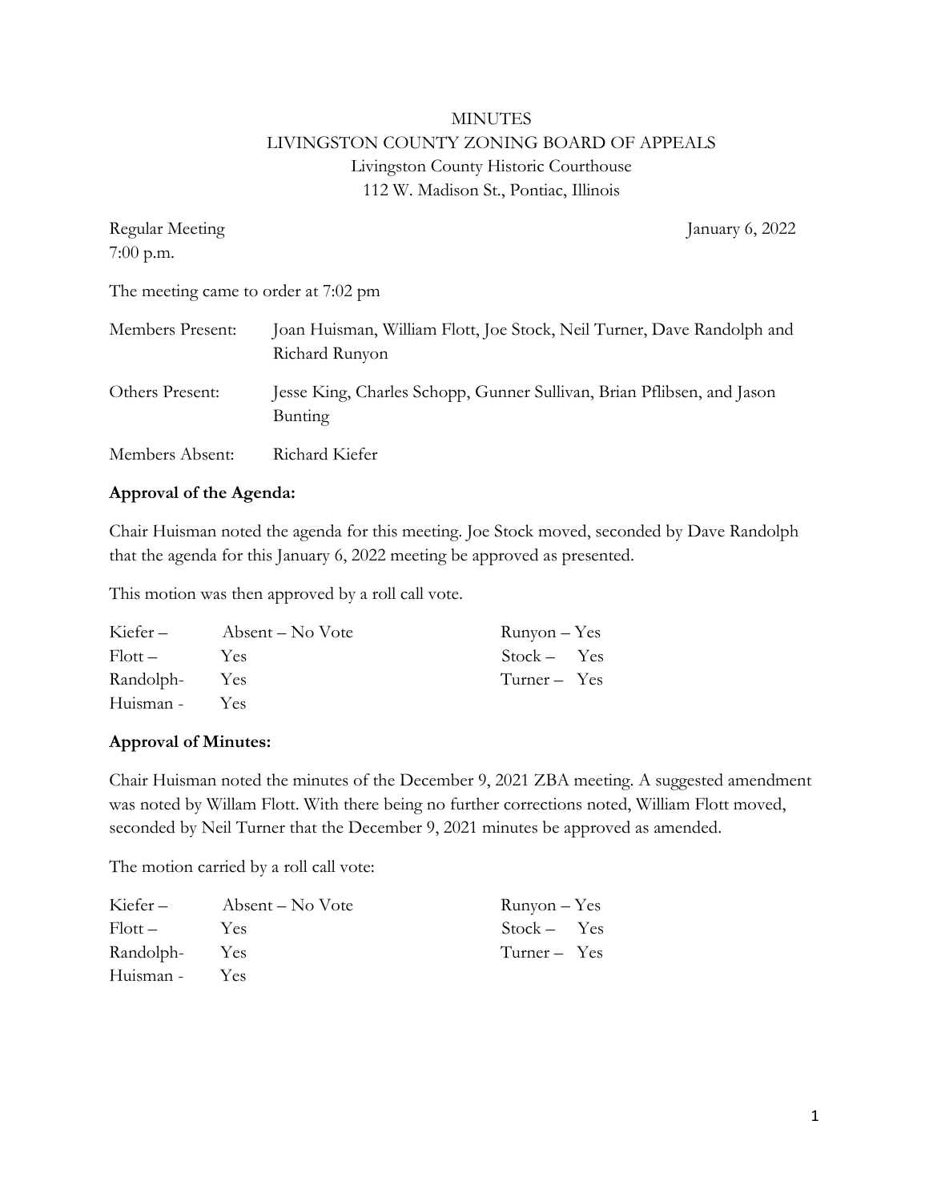MINUTES
LIVINGSTON COUNTY ZONING BOARD OF APPEALS
Livingston County Historic Courthouse
112 W. Madison St., Pontiac, Illinois

Regular Meeting — January 6, 2022
7:00 p.m.

The meeting came to order at 7:02 pm

| | |
|---|---|
| Members Present: | Joan Huisman, William Flott, Joe Stock, Neil Turner, Dave Randolph and Richard Runyon |
| Others Present: | Jesse King, Charles Schopp, Gunner Sullivan, Brian Pflibsen, and Jason Bunting |
| Members Absent: | Richard Kiefer |

**Approval of the Agenda:**

Chair Huisman noted the agenda for this meeting. Joe Stock moved, seconded by Dave Randolph that the agenda for this January 6, 2022 meeting be approved as presented.

This motion was then approved by a roll call vote.

| | | |
|---|---|---|
| Kiefer – | Absent – No Vote | Runyon – Yes |
| Flott – | Yes | Stock – Yes |
| Randolph- | Yes | Turner – Yes |
| Huisman - | Yes | |

**Approval of Minutes:**

Chair Huisman noted the minutes of the December 9, 2021 ZBA meeting. A suggested amendment was noted by Willam Flott. With there being no further corrections noted, William Flott moved, seconded by Neil Turner that the December 9, 2021 minutes be approved as amended.

The motion carried by a roll call vote:

| | | |
|---|---|---|
| Kiefer – | Absent – No Vote | Runyon – Yes |
| Flott – | Yes | Stock – Yes |
| Randolph- | Yes | Turner – Yes |
| Huisman - | Yes | |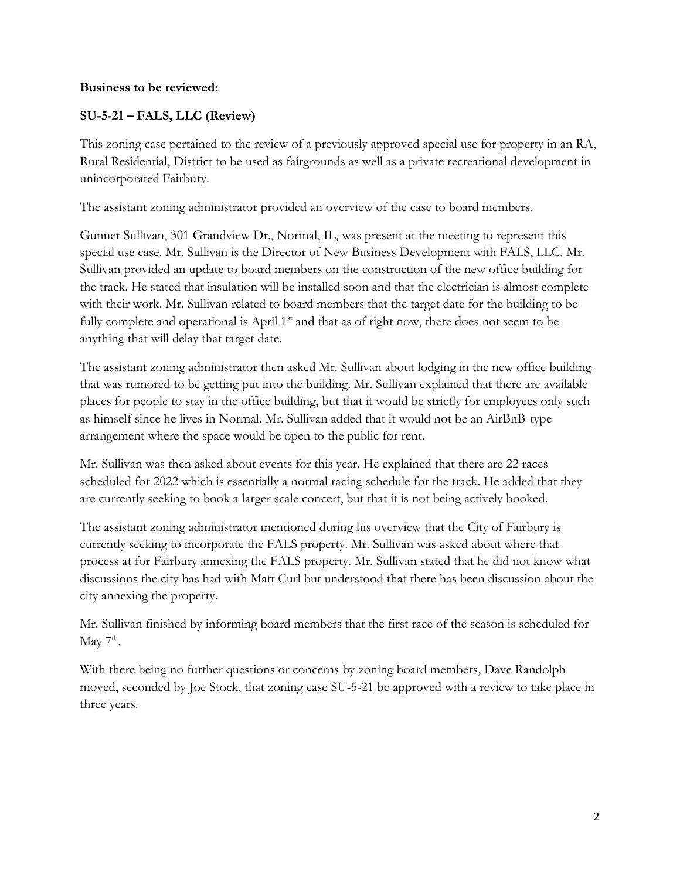**Business to be reviewed:**

**SU-5-21 – FALS, LLC (Review)**

This zoning case pertained to the review of a previously approved special use for property in an RA, Rural Residential, District to be used as fairgrounds as well as a private recreational development in unincorporated Fairbury.

The assistant zoning administrator provided an overview of the case to board members.

Gunner Sullivan, 301 Grandview Dr., Normal, IL, was present at the meeting to represent this special use case. Mr. Sullivan is the Director of New Business Development with FALS, LLC. Mr. Sullivan provided an update to board members on the construction of the new office building for the track. He stated that insulation will be installed soon and that the electrician is almost complete with their work. Mr. Sullivan related to board members that the target date for the building to be fully complete and operational is April 1st and that as of right now, there does not seem to be anything that will delay that target date.

The assistant zoning administrator then asked Mr. Sullivan about lodging in the new office building that was rumored to be getting put into the building. Mr. Sullivan explained that there are available places for people to stay in the office building, but that it would be strictly for employees only such as himself since he lives in Normal. Mr. Sullivan added that it would not be an AirBnB-type arrangement where the space would be open to the public for rent.

Mr. Sullivan was then asked about events for this year. He explained that there are 22 races scheduled for 2022 which is essentially a normal racing schedule for the track. He added that they are currently seeking to book a larger scale concert, but that it is not being actively booked.

The assistant zoning administrator mentioned during his overview that the City of Fairbury is currently seeking to incorporate the FALS property. Mr. Sullivan was asked about where that process at for Fairbury annexing the FALS property. Mr. Sullivan stated that he did not know what discussions the city has had with Matt Curl but understood that there has been discussion about the city annexing the property.

Mr. Sullivan finished by informing board members that the first race of the season is scheduled for May 7th.

With there being no further questions or concerns by zoning board members, Dave Randolph moved, seconded by Joe Stock, that zoning case SU-5-21 be approved with a review to take place in three years.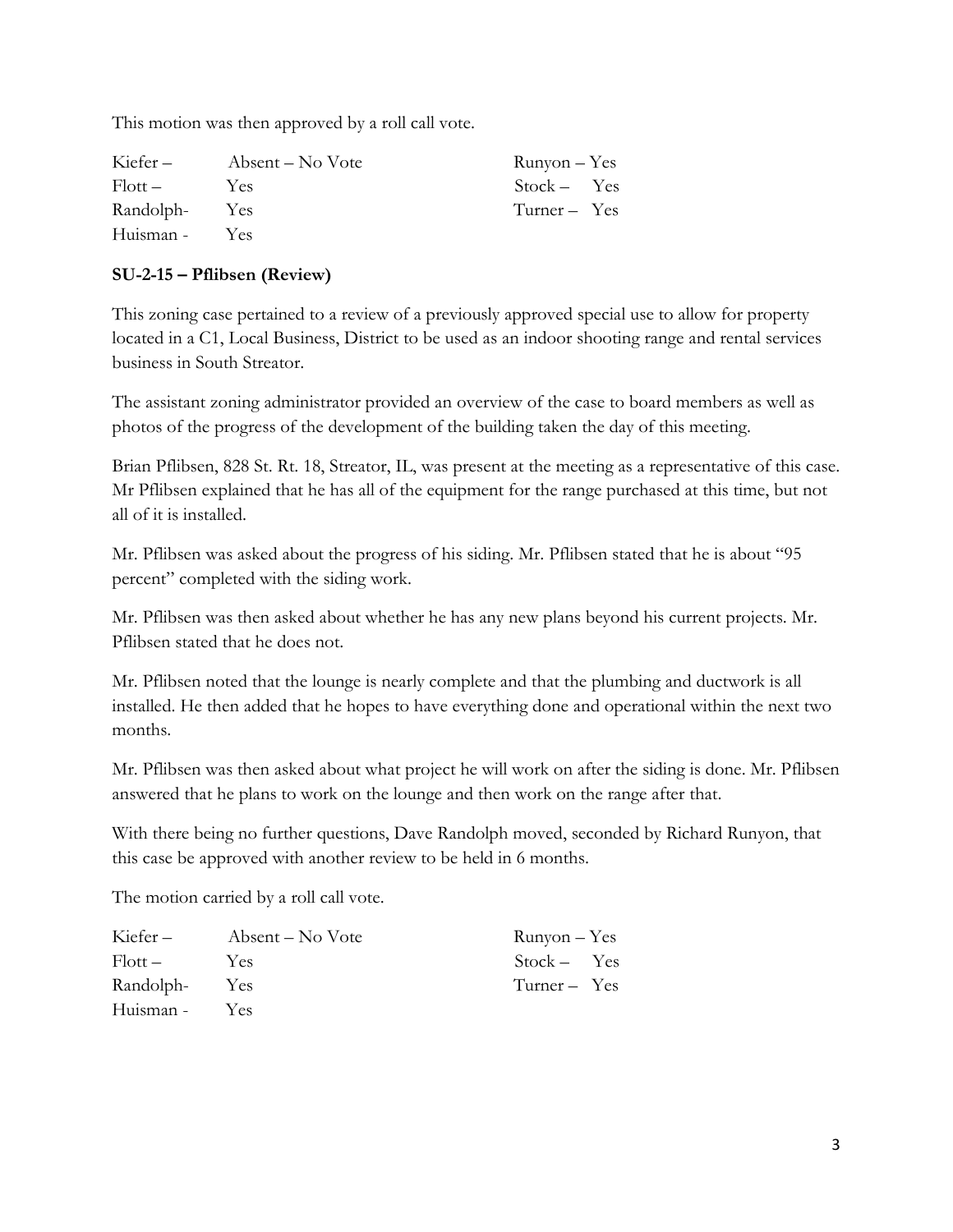This motion was then approved by a roll call vote.

| | | |
|---|---|---|
| Kiefer – | Absent – No Vote | Runyon – Yes |
| Flott – | Yes | Stock – Yes |
| Randolph- | Yes | Turner – Yes |
| Huisman - | Yes | |

**SU-2-15 – Pflibsen (Review)**

This zoning case pertained to a review of a previously approved special use to allow for property located in a C1, Local Business, District to be used as an indoor shooting range and rental services business in South Streator.

The assistant zoning administrator provided an overview of the case to board members as well as photos of the progress of the development of the building taken the day of this meeting.

Brian Pflibsen, 828 St. Rt. 18, Streator, IL, was present at the meeting as a representative of this case. Mr Pflibsen explained that he has all of the equipment for the range purchased at this time, but not all of it is installed.

Mr. Pflibsen was asked about the progress of his siding. Mr. Pflibsen stated that he is about "95 percent" completed with the siding work.

Mr. Pflibsen was then asked about whether he has any new plans beyond his current projects. Mr. Pflibsen stated that he does not.

Mr. Pflibsen noted that the lounge is nearly complete and that the plumbing and ductwork is all installed. He then added that he hopes to have everything done and operational within the next two months.

Mr. Pflibsen was then asked about what project he will work on after the siding is done. Mr. Pflibsen answered that he plans to work on the lounge and then work on the range after that.

With there being no further questions, Dave Randolph moved, seconded by Richard Runyon, that this case be approved with another review to be held in 6 months.

The motion carried by a roll call vote.

| | | |
|---|---|---|
| Kiefer – | Absent – No Vote | Runyon – Yes |
| Flott – | Yes | Stock – Yes |
| Randolph- | Yes | Turner – Yes |
| Huisman - | Yes | |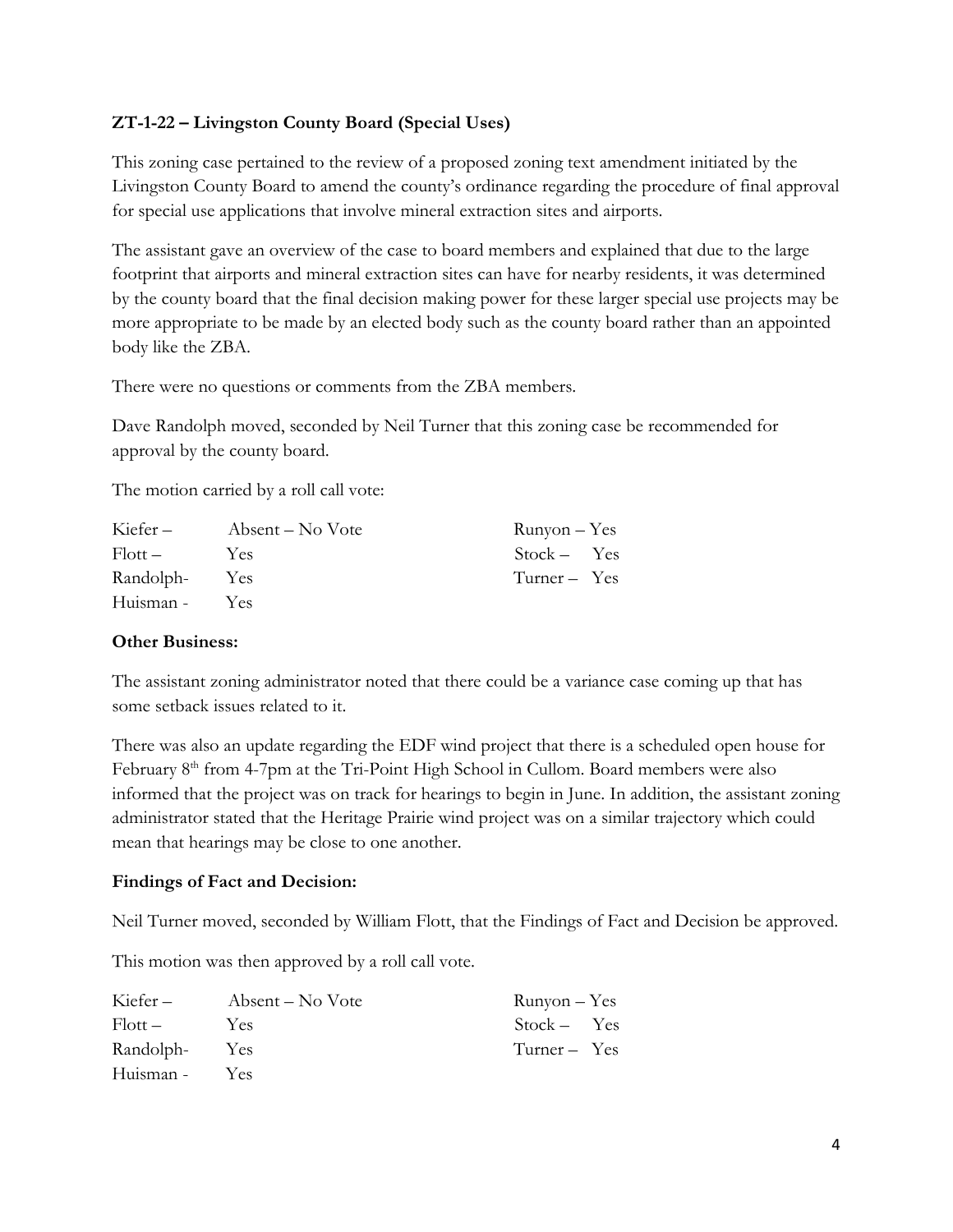**ZT-1-22 – Livingston County Board (Special Uses)**

This zoning case pertained to the review of a proposed zoning text amendment initiated by the Livingston County Board to amend the county's ordinance regarding the procedure of final approval for special use applications that involve mineral extraction sites and airports.

The assistant gave an overview of the case to board members and explained that due to the large footprint that airports and mineral extraction sites can have for nearby residents, it was determined by the county board that the final decision making power for these larger special use projects may be more appropriate to be made by an elected body such as the county board rather than an appointed body like the ZBA.

There were no questions or comments from the ZBA members.

Dave Randolph moved, seconded by Neil Turner that this zoning case be recommended for approval by the county board.

The motion carried by a roll call vote:

| | | |
|---|---|---|
| Kiefer – | Absent – No Vote | Runyon – Yes |
| Flott – | Yes | Stock – Yes |
| Randolph- | Yes | Turner – Yes |
| Huisman - | Yes | |

**Other Business:**

The assistant zoning administrator noted that there could be a variance case coming up that has some setback issues related to it.

There was also an update regarding the EDF wind project that there is a scheduled open house for February 8th from 4-7pm at the Tri-Point High School in Cullom. Board members were also informed that the project was on track for hearings to begin in June. In addition, the assistant zoning administrator stated that the Heritage Prairie wind project was on a similar trajectory which could mean that hearings may be close to one another.

**Findings of Fact and Decision:**

Neil Turner moved, seconded by William Flott, that the Findings of Fact and Decision be approved.

This motion was then approved by a roll call vote.

| | | |
|---|---|---|
| Kiefer – | Absent – No Vote | Runyon – Yes |
| Flott – | Yes | Stock – Yes |
| Randolph- | Yes | Turner – Yes |
| Huisman - | Yes | |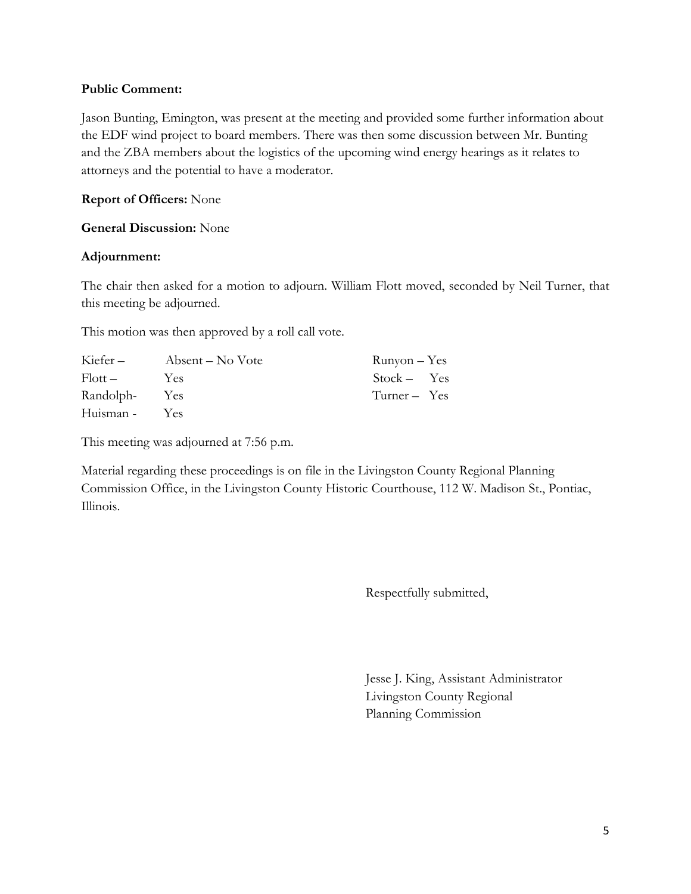**Public Comment:**

Jason Bunting, Emington, was present at the meeting and provided some further information about the EDF wind project to board members. There was then some discussion between Mr. Bunting and the ZBA members about the logistics of the upcoming wind energy hearings as it relates to attorneys and the potential to have a moderator.

**Report of Officers:** None

**General Discussion:** None

**Adjournment:**

The chair then asked for a motion to adjourn. William Flott moved, seconded by Neil Turner, that this meeting be adjourned.

This motion was then approved by a roll call vote.

| | | | |
|---|---|---|---|
| Kiefer – | Absent – No Vote | Runyon – | Yes |
| Flott – | Yes | Stock – | Yes |
| Randolph- | Yes | Turner – | Yes |
| Huisman - | Yes | | |

This meeting was adjourned at 7:56 p.m.

Material regarding these proceedings is on file in the Livingston County Regional Planning Commission Office, in the Livingston County Historic Courthouse, 112 W. Madison St., Pontiac, Illinois.

Respectfully submitted,

Jesse J. King, Assistant Administrator
Livingston County Regional
Planning Commission